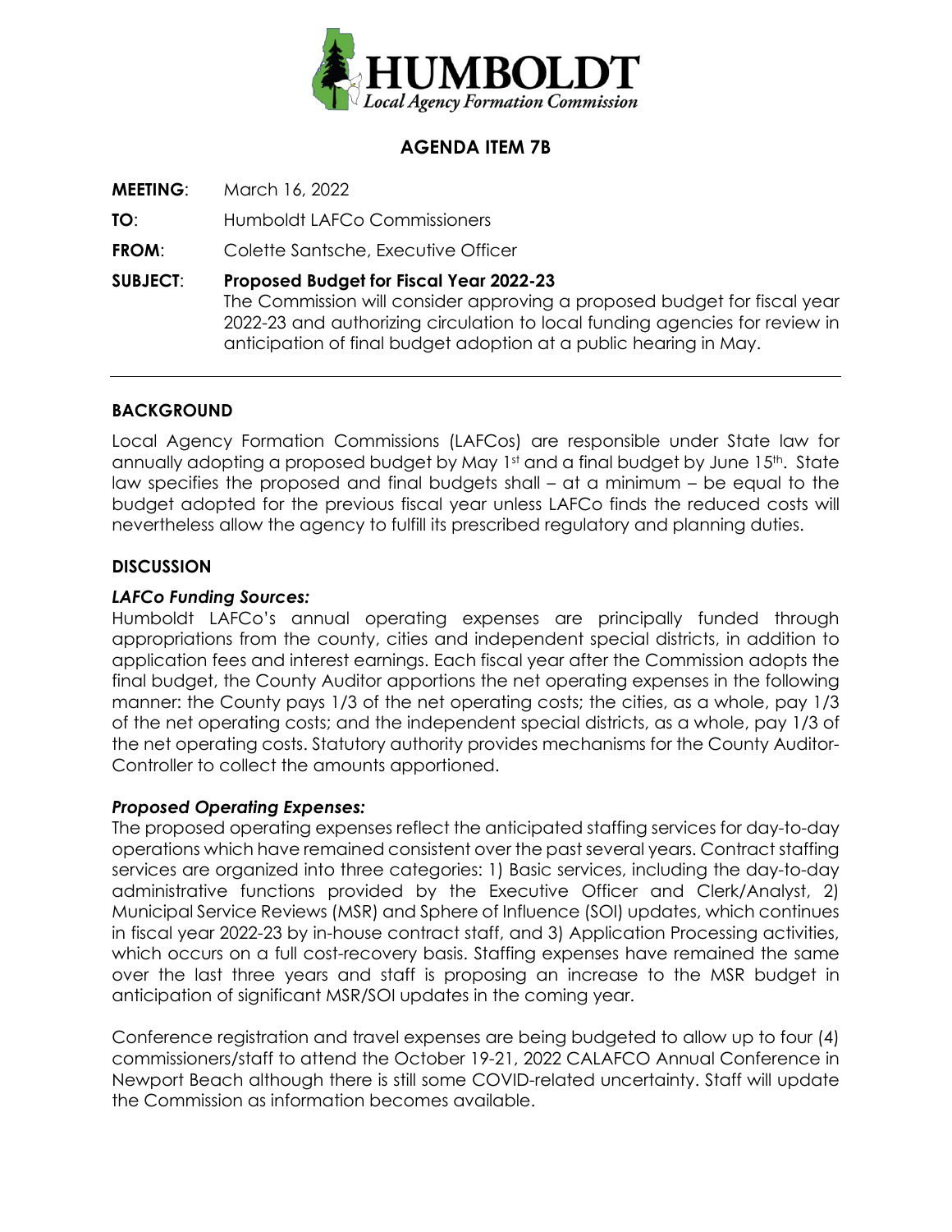**HUMBOLDT**
*Local Agency Formation Commission*

## AGENDA ITEM 7B

**MEETING**: March 16, 2022

**TO**: Humboldt LAFCo Commissioners

**FROM**: Colette Santsche, Executive Officer

**SUBJECT**: **Proposed Budget for Fiscal Year 2022-23**
The Commission will consider approving a proposed budget for fiscal year 2022-23 and authorizing circulation to local funding agencies for review in anticipation of final budget adoption at a public hearing in May.

---

### BACKGROUND

Local Agency Formation Commissions (LAFCos) are responsible under State law for annually adopting a proposed budget by May 1st and a final budget by June 15th. State law specifies the proposed and final budgets shall – at a minimum – be equal to the budget adopted for the previous fiscal year unless LAFCo finds the reduced costs will nevertheless allow the agency to fulfill its prescribed regulatory and planning duties.

### DISCUSSION

***LAFCo Funding Sources:***

Humboldt LAFCo's annual operating expenses are principally funded through appropriations from the county, cities and independent special districts, in addition to application fees and interest earnings. Each fiscal year after the Commission adopts the final budget, the County Auditor apportions the net operating expenses in the following manner: the County pays 1/3 of the net operating costs; the cities, as a whole, pay 1/3 of the net operating costs; and the independent special districts, as a whole, pay 1/3 of the net operating costs. Statutory authority provides mechanisms for the County Auditor-Controller to collect the amounts apportioned.

***Proposed Operating Expenses:***

The proposed operating expenses reflect the anticipated staffing services for day-to-day operations which have remained consistent over the past several years. Contract staffing services are organized into three categories: 1) Basic services, including the day-to-day administrative functions provided by the Executive Officer and Clerk/Analyst, 2) Municipal Service Reviews (MSR) and Sphere of Influence (SOI) updates, which continues in fiscal year 2022-23 by in-house contract staff, and 3) Application Processing activities, which occurs on a full cost-recovery basis. Staffing expenses have remained the same over the last three years and staff is proposing an increase to the MSR budget in anticipation of significant MSR/SOI updates in the coming year.

Conference registration and travel expenses are being budgeted to allow up to four (4) commissioners/staff to attend the October 19-21, 2022 CALAFCO Annual Conference in Newport Beach although there is still some COVID-related uncertainty. Staff will update the Commission as information becomes available.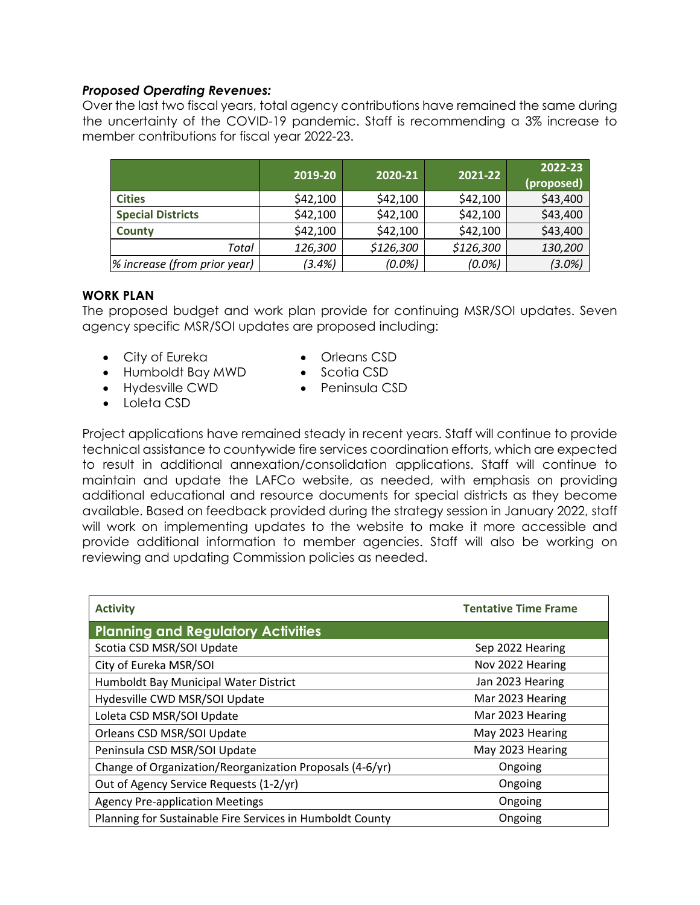### *Proposed Operating Revenues:*

Over the last two fiscal years, total agency contributions have remained the same during the uncertainty of the COVID-19 pandemic. Staff is recommending a 3% increase to member contributions for fiscal year 2022-23.

| | 2019-20 | 2020-21 | 2021-22 | 2022-23 (proposed) |
|---|---|---|---|---|
| **Cities** | $42,100 | $42,100 | $42,100 | $43,400 |
| **Special Districts** | $42,100 | $42,100 | $42,100 | $43,400 |
| **County** | $42,100 | $42,100 | $42,100 | $43,400 |
| *Total* | *126,300* | *$126,300* | *$126,300* | *130,200* |
| *% increase (from prior year)* | *(3.4%)* | *(0.0%)* | *(0.0%)* | *(3.0%)* |

### WORK PLAN

The proposed budget and work plan provide for continuing MSR/SOI updates. Seven agency specific MSR/SOI updates are proposed including:

- City of Eureka
- Humboldt Bay MWD
- Hydesville CWD
- Loleta CSD
- Orleans CSD
- Scotia CSD
- Peninsula CSD

Project applications have remained steady in recent years. Staff will continue to provide technical assistance to countywide fire services coordination efforts, which are expected to result in additional annexation/consolidation applications. Staff will continue to maintain and update the LAFCo website, as needed, with emphasis on providing additional educational and resource documents for special districts as they become available. Based on feedback provided during the strategy session in January 2022, staff will work on implementing updates to the website to make it more accessible and provide additional information to member agencies. Staff will also be working on reviewing and updating Commission policies as needed.

| Activity | Tentative Time Frame |
|---|---|
| **Planning and Regulatory Activities** | |
| Scotia CSD MSR/SOI Update | Sep 2022 Hearing |
| City of Eureka MSR/SOI | Nov 2022 Hearing |
| Humboldt Bay Municipal Water District | Jan 2023 Hearing |
| Hydesville CWD MSR/SOI Update | Mar 2023 Hearing |
| Loleta CSD MSR/SOI Update | Mar 2023 Hearing |
| Orleans CSD MSR/SOI Update | May 2023 Hearing |
| Peninsula CSD MSR/SOI Update | May 2023 Hearing |
| Change of Organization/Reorganization Proposals (4-6/yr) | Ongoing |
| Out of Agency Service Requests (1-2/yr) | Ongoing |
| Agency Pre-application Meetings | Ongoing |
| Planning for Sustainable Fire Services in Humboldt County | Ongoing |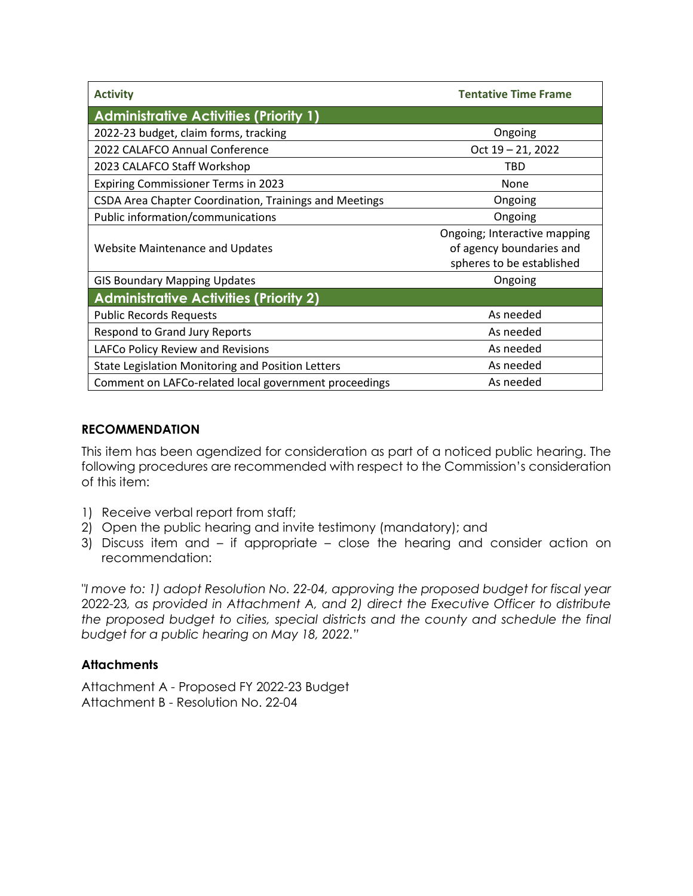| Activity | Tentative Time Frame |
|---|---|
| **Administrative Activities (Priority 1)** | |
| 2022-23 budget, claim forms, tracking | Ongoing |
| 2022 CALAFCO Annual Conference | Oct 19 – 21, 2022 |
| 2023 CALAFCO Staff Workshop | TBD |
| Expiring Commissioner Terms in 2023 | None |
| CSDA Area Chapter Coordination, Trainings and Meetings | Ongoing |
| Public information/communications | Ongoing |
| Website Maintenance and Updates | Ongoing; Interactive mapping of agency boundaries and spheres to be established |
| GIS Boundary Mapping Updates | Ongoing |
| **Administrative Activities (Priority 2)** | |
| Public Records Requests | As needed |
| Respond to Grand Jury Reports | As needed |
| LAFCo Policy Review and Revisions | As needed |
| State Legislation Monitoring and Position Letters | As needed |
| Comment on LAFCo-related local government proceedings | As needed |

## RECOMMENDATION

This item has been agendized for consideration as part of a noticed public hearing. The following procedures are recommended with respect to the Commission's consideration of this item:

1) Receive verbal report from staff;
2) Open the public hearing and invite testimony (mandatory); and
3) Discuss item and – if appropriate – close the hearing and consider action on recommendation:

*"I move to: 1) adopt Resolution No. 22-04, approving the proposed budget for fiscal year 2022-23, as provided in Attachment A, and 2) direct the Executive Officer to distribute the proposed budget to cities, special districts and the county and schedule the final budget for a public hearing on May 18, 2022."*

### Attachments

Attachment A - Proposed FY 2022-23 Budget
Attachment B - Resolution No. 22-04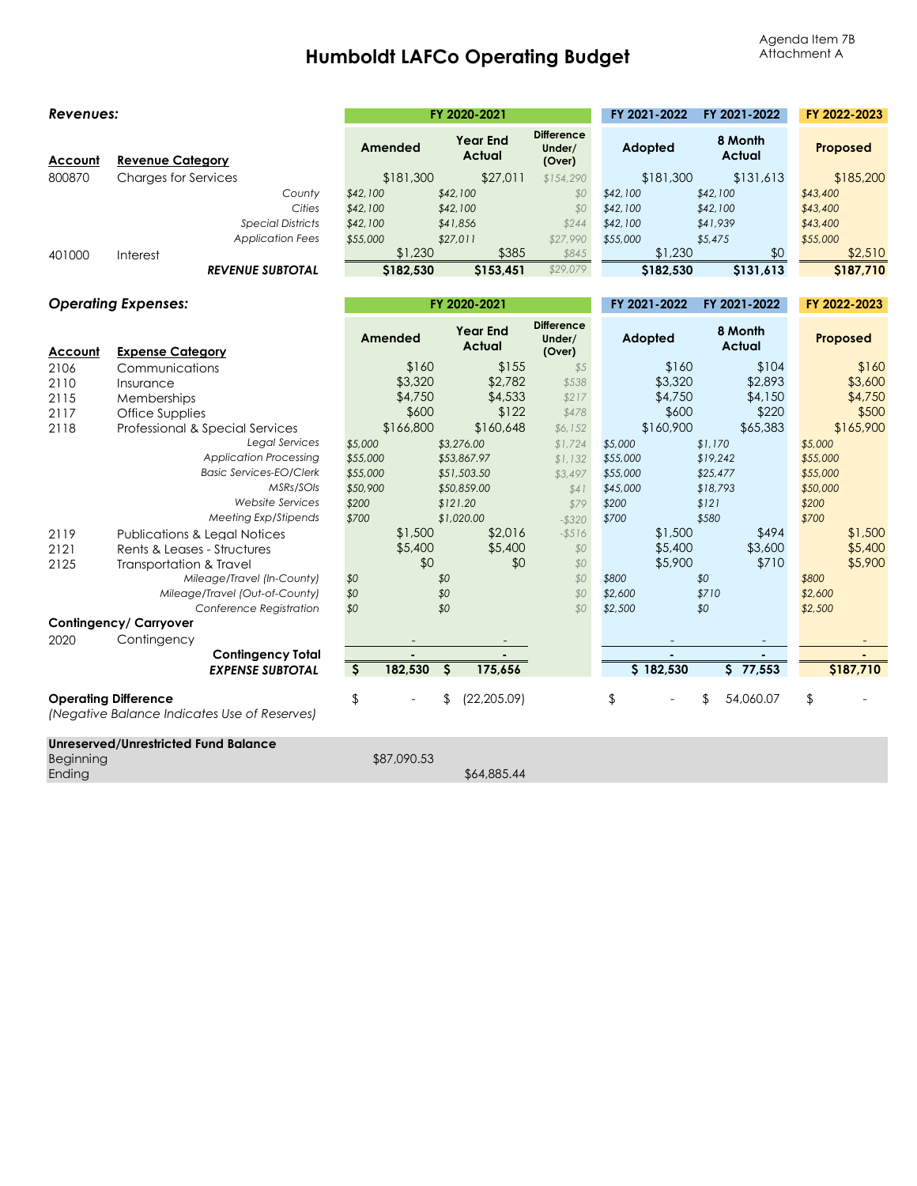Agenda Item 7B
Attachment A

# Humboldt LAFCo Operating Budget

| Account | Revenue Category | FY 2020-2021 Amended | FY 2020-2021 Year End Actual | FY 2020-2021 Difference Under/(Over) | FY 2021-2022 Adopted | FY 2021-2022 8 Month Actual | FY 2022-2023 Proposed |
|---|---|---|---|---|---|---|---|
| 800870 | Charges for Services | $181,300 | $27,011 | $154,290 | $181,300 | $131,613 | $185,200 |
| | *County* | *$42,100* | *$42,100* | *$0* | *$42,100* | *$42,100* | *$43,400* |
| | *Cities* | *$42,100* | *$42,100* | *$0* | *$42,100* | *$42,100* | *$43,400* |
| | *Special Districts* | *$42,100* | *$41,856* | *$244* | *$42,100* | *$41,939* | *$43,400* |
| | *Application Fees* | *$55,000* | *$27,011* | *$27,990* | *$55,000* | *$5,475* | *$55,000* |
| 401000 | Interest | $1,230 | $385 | $845 | $1,230 | $0 | $2,510 |
| | ***REVENUE SUBTOTAL*** | **$182,530** | **$153,451** | $29,079 | **$182,530** | **$131,613** | **$187,710** |

| Account | Expense Category | FY 2020-2021 Amended | FY 2020-2021 Year End Actual | FY 2020-2021 Difference Under/(Over) | FY 2021-2022 Adopted | FY 2021-2022 8 Month Actual | FY 2022-2023 Proposed |
|---|---|---|---|---|---|---|---|
| 2106 | Communications | $160 | $155 | $5 | $160 | $104 | $160 |
| 2110 | Insurance | $3,320 | $2,782 | $538 | $3,320 | $2,893 | $3,600 |
| 2115 | Memberships | $4,750 | $4,533 | $217 | $4,750 | $4,150 | $4,750 |
| 2117 | Office Supplies | $600 | $122 | $478 | $600 | $220 | $500 |
| 2118 | Professional & Special Services | $166,800 | $160,648 | $6,152 | $160,900 | $65,383 | $165,900 |
| | *Legal Services* | *$5,000* | *$3,276.00* | *$1,724* | *$5,000* | *$1,170* | *$5,000* |
| | *Application Processing* | *$55,000* | *$53,867.97* | *$1,132* | *$55,000* | *$19,242* | *$55,000* |
| | *Basic Services-EO/Clerk* | *$55,000* | *$51,503.50* | *$3,497* | *$55,000* | *$25,477* | *$55,000* |
| | *MSRs/SOIs* | *$50,900* | *$50,859.00* | *$41* | *$45,000* | *$18,793* | *$50,000* |
| | *Website Services* | *$200* | *$121.20* | *$79* | *$200* | *$121* | *$200* |
| | *Meeting Exp/Stipends* | *$700* | *$1,020.00* | *-$320* | *$700* | *$580* | *$700* |
| 2119 | Publications & Legal Notices | $1,500 | $2,016 | -$516 | $1,500 | $494 | $1,500 |
| 2121 | Rents & Leases - Structures | $5,400 | $5,400 | $0 | $5,400 | $3,600 | $5,400 |
| 2125 | Transportation & Travel | $0 | $0 | $0 | $5,900 | $710 | $5,900 |
| | *Mileage/Travel (In-County)* | *$0* | *$0* | *$0* | *$800* | *$0* | *$800* |
| | *Mileage/Travel (Out-of-County)* | *$0* | *$0* | *$0* | *$2,600* | *$710* | *$2,600* |
| | *Conference Registration* | *$0* | *$0* | *$0* | *$2,500* | *$0* | *$2,500* |
| **Contingency/ Carryover** | | | | | | | |
| 2020 | Contingency | - | - | | - | - | - |
| | **Contingency Total** | **-** | **-** | | **-** | **-** | **-** |
| | ***EXPENSE SUBTOTAL*** | **$ 182,530** | **$ 175,656** | | **$ 182,530** | **$ 77,553** | **$187,710** |

**Operating Difference**
*(Negative Balance Indicates Use of Reserves)*

| | FY 2020-2021 Amended | FY 2020-2021 Year End Actual | FY 2021-2022 Adopted | FY 2021-2022 8 Month Actual | FY 2022-2023 Proposed |
|---|---|---|---|---|---|
| Operating Difference | $ - | $ (22,205.09) | $ - | $ 54,060.07 | $ - |

**Unreserved/Unrestricted Fund Balance**

| | | |
|---|---|---|
| Beginning | $87,090.53 | |
| Ending | | $64,885.44 |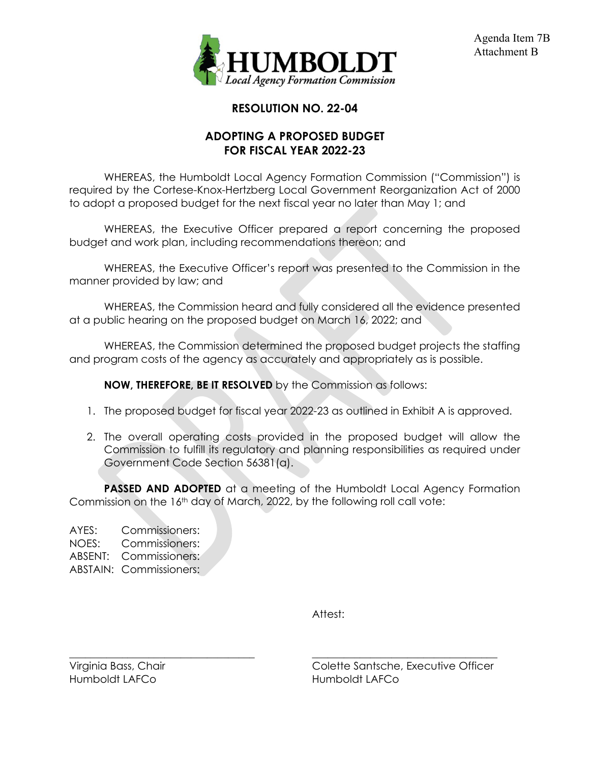Agenda Item 7B
Attachment B

HUMBOLDT
*Local Agency Formation Commission*

## RESOLUTION NO. 22-04

## ADOPTING A PROPOSED BUDGET FOR FISCAL YEAR 2022-23

WHEREAS, the Humboldt Local Agency Formation Commission ("Commission") is required by the Cortese-Knox-Hertzberg Local Government Reorganization Act of 2000 to adopt a proposed budget for the next fiscal year no later than May 1; and

WHEREAS, the Executive Officer prepared a report concerning the proposed budget and work plan, including recommendations thereon; and

WHEREAS, the Executive Officer's report was presented to the Commission in the manner provided by law; and

WHEREAS, the Commission heard and fully considered all the evidence presented at a public hearing on the proposed budget on March 16, 2022; and

WHEREAS, the Commission determined the proposed budget projects the staffing and program costs of the agency as accurately and appropriately as is possible.

**NOW, THEREFORE, BE IT RESOLVED** by the Commission as follows:

1. The proposed budget for fiscal year 2022-23 as outlined in Exhibit A is approved.

2. The overall operating costs provided in the proposed budget will allow the Commission to fulfill its regulatory and planning responsibilities as required under Government Code Section 56381(a).

**PASSED AND ADOPTED** at a meeting of the Humboldt Local Agency Formation Commission on the 16th day of March, 2022, by the following roll call vote:

AYES: Commissioners:
NOES: Commissioners:
ABSENT: Commissioners:
ABSTAIN: Commissioners:

Attest:

\_\_\_\_\_\_\_\_\_\_\_\_\_\_\_\_\_\_\_\_\_\_\_\_\_\_\_\_\_\_\_\_\_\_\_
Virginia Bass, Chair
Humboldt LAFCo

\_\_\_\_\_\_\_\_\_\_\_\_\_\_\_\_\_\_\_\_\_\_\_\_\_\_\_\_\_\_\_\_\_\_\_
Colette Santsche, Executive Officer
Humboldt LAFCo

DRAFT